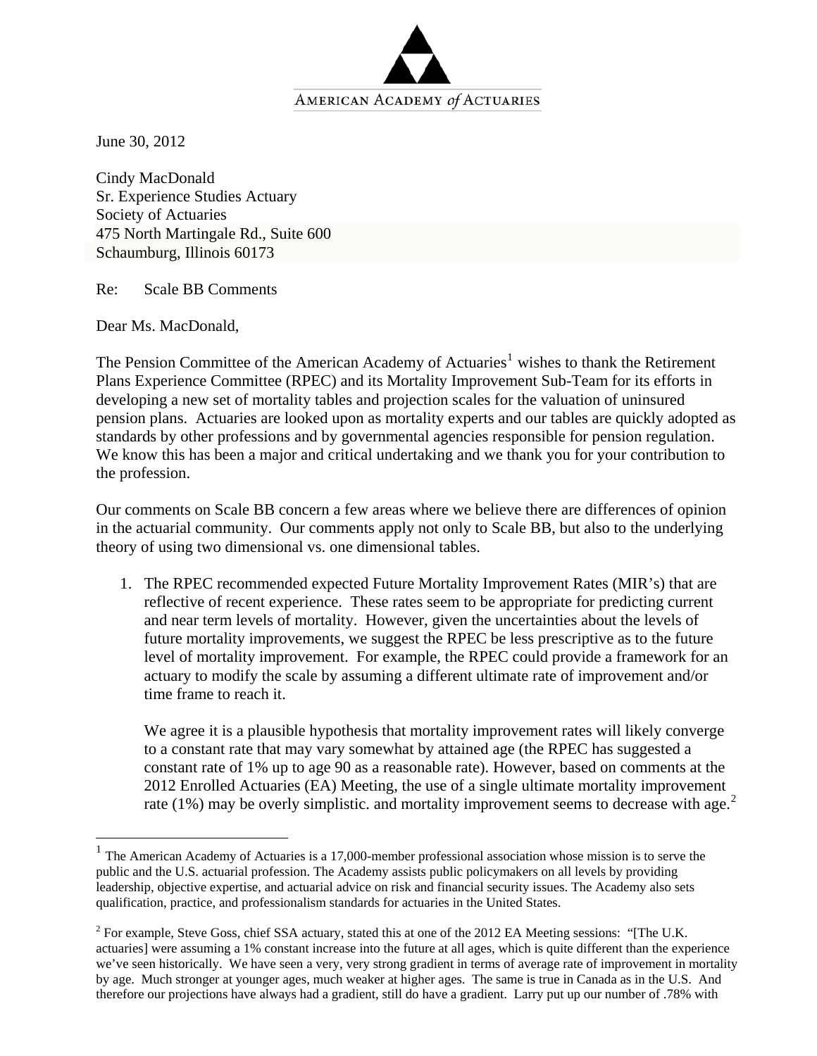AMERICAN ACADEMY *of* ACTUARIES

June 30, 2012

Cindy MacDonald
Sr. Experience Studies Actuary
Society of Actuaries
475 North Martingale Rd., Suite 600
Schaumburg, Illinois 60173

Re: Scale BB Comments

Dear Ms. MacDonald,

The Pension Committee of the American Academy of Actuaries[1] wishes to thank the Retirement Plans Experience Committee (RPEC) and its Mortality Improvement Sub-Team for its efforts in developing a new set of mortality tables and projection scales for the valuation of uninsured pension plans. Actuaries are looked upon as mortality experts and our tables are quickly adopted as standards by other professions and by governmental agencies responsible for pension regulation. We know this has been a major and critical undertaking and we thank you for your contribution to the profession.

Our comments on Scale BB concern a few areas where we believe there are differences of opinion in the actuarial community. Our comments apply not only to Scale BB, but also to the underlying theory of using two dimensional vs. one dimensional tables.

1. The RPEC recommended expected Future Mortality Improvement Rates (MIR's) that are reflective of recent experience. These rates seem to be appropriate for predicting current and near term levels of mortality. However, given the uncertainties about the levels of future mortality improvements, we suggest the RPEC be less prescriptive as to the future level of mortality improvement. For example, the RPEC could provide a framework for an actuary to modify the scale by assuming a different ultimate rate of improvement and/or time frame to reach it.

   We agree it is a plausible hypothesis that mortality improvement rates will likely converge to a constant rate that may vary somewhat by attained age (the RPEC has suggested a constant rate of 1% up to age 90 as a reasonable rate). However, based on comments at the 2012 Enrolled Actuaries (EA) Meeting, the use of a single ultimate mortality improvement rate (1%) may be overly simplistic. and mortality improvement seems to decrease with age.[2]

---

[1] The American Academy of Actuaries is a 17,000-member professional association whose mission is to serve the public and the U.S. actuarial profession. The Academy assists public policymakers on all levels by providing leadership, objective expertise, and actuarial advice on risk and financial security issues. The Academy also sets qualification, practice, and professionalism standards for actuaries in the United States.

[2] For example, Steve Goss, chief SSA actuary, stated this at one of the 2012 EA Meeting sessions: "[The U.K. actuaries] were assuming a 1% constant increase into the future at all ages, which is quite different than the experience we've seen historically. We have seen a very, very strong gradient in terms of average rate of improvement in mortality by age. Much stronger at younger ages, much weaker at higher ages. The same is true in Canada as in the U.S. And therefore our projections have always had a gradient, still do have a gradient. Larry put up our number of .78% with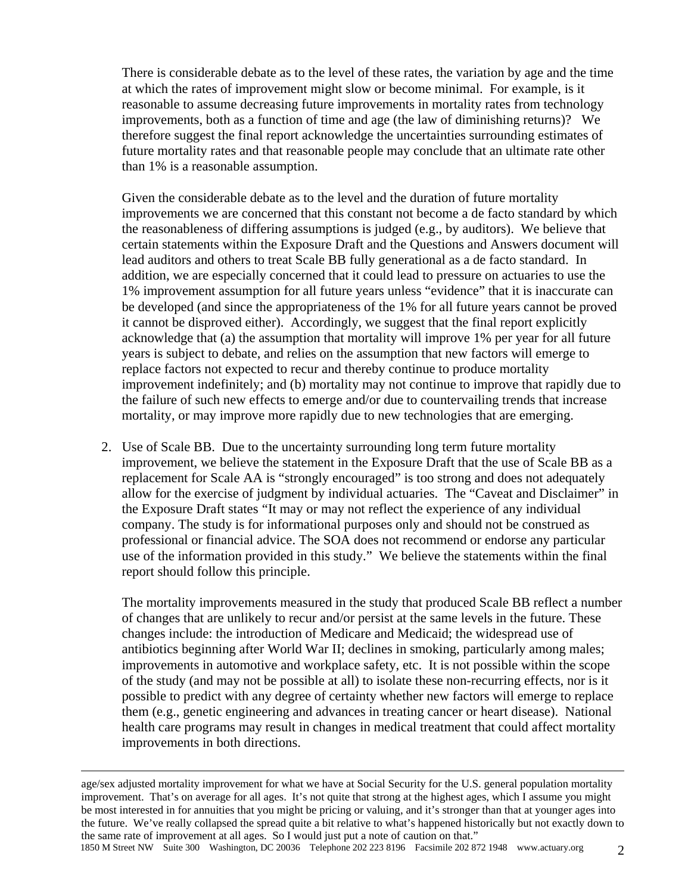There is considerable debate as to the level of these rates, the variation by age and the time at which the rates of improvement might slow or become minimal. For example, is it reasonable to assume decreasing future improvements in mortality rates from technology improvements, both as a function of time and age (the law of diminishing returns)? We therefore suggest the final report acknowledge the uncertainties surrounding estimates of future mortality rates and that reasonable people may conclude that an ultimate rate other than 1% is a reasonable assumption.

Given the considerable debate as to the level and the duration of future mortality improvements we are concerned that this constant not become a de facto standard by which the reasonableness of differing assumptions is judged (e.g., by auditors). We believe that certain statements within the Exposure Draft and the Questions and Answers document will lead auditors and others to treat Scale BB fully generational as a de facto standard. In addition, we are especially concerned that it could lead to pressure on actuaries to use the 1% improvement assumption for all future years unless "evidence" that it is inaccurate can be developed (and since the appropriateness of the 1% for all future years cannot be proved it cannot be disproved either). Accordingly, we suggest that the final report explicitly acknowledge that (a) the assumption that mortality will improve 1% per year for all future years is subject to debate, and relies on the assumption that new factors will emerge to replace factors not expected to recur and thereby continue to produce mortality improvement indefinitely; and (b) mortality may not continue to improve that rapidly due to the failure of such new effects to emerge and/or due to countervailing trends that increase mortality, or may improve more rapidly due to new technologies that are emerging.

2. Use of Scale BB. Due to the uncertainty surrounding long term future mortality improvement, we believe the statement in the Exposure Draft that the use of Scale BB as a replacement for Scale AA is "strongly encouraged" is too strong and does not adequately allow for the exercise of judgment by individual actuaries. The "Caveat and Disclaimer" in the Exposure Draft states "It may or may not reflect the experience of any individual company. The study is for informational purposes only and should not be construed as professional or financial advice. The SOA does not recommend or endorse any particular use of the information provided in this study." We believe the statements within the final report should follow this principle.

   The mortality improvements measured in the study that produced Scale BB reflect a number of changes that are unlikely to recur and/or persist at the same levels in the future. These changes include: the introduction of Medicare and Medicaid; the widespread use of antibiotics beginning after World War II; declines in smoking, particularly among males; improvements in automotive and workplace safety, etc. It is not possible within the scope of the study (and may not be possible at all) to isolate these non-recurring effects, nor is it possible to predict with any degree of certainty whether new factors will emerge to replace them (e.g., genetic engineering and advances in treating cancer or heart disease). National health care programs may result in changes in medical treatment that could affect mortality improvements in both directions.

---

age/sex adjusted mortality improvement for what we have at Social Security for the U.S. general population mortality improvement. That's on average for all ages. It's not quite that strong at the highest ages, which I assume you might be most interested in for annuities that you might be pricing or valuing, and it's stronger than that at younger ages into the future. We've really collapsed the spread quite a bit relative to what's happened historically but not exactly down to the same rate of improvement at all ages. So I would just put a note of caution on that."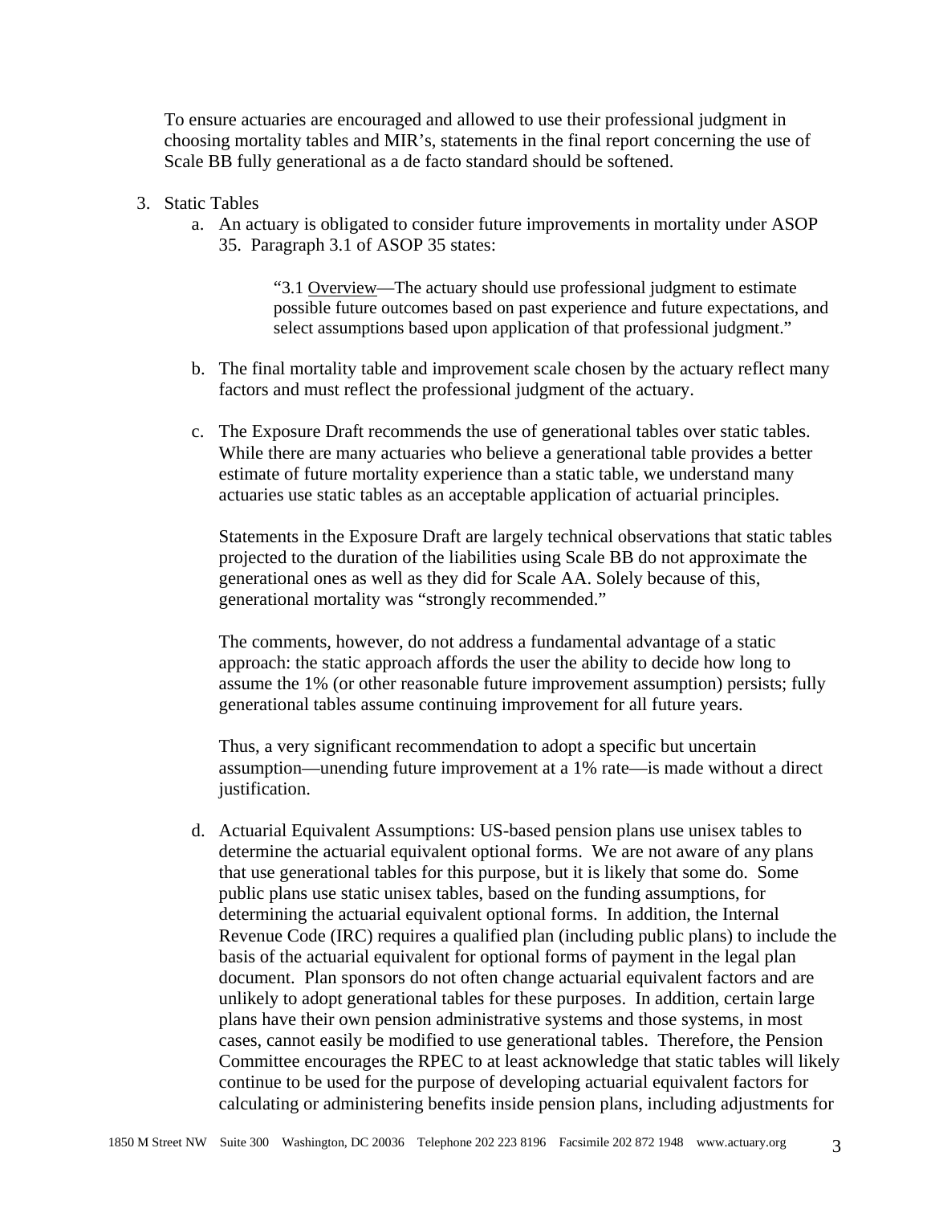To ensure actuaries are encouraged and allowed to use their professional judgment in choosing mortality tables and MIR's, statements in the final report concerning the use of Scale BB fully generational as a de facto standard should be softened.

3. Static Tables
   a. An actuary is obligated to consider future improvements in mortality under ASOP 35. Paragraph 3.1 of ASOP 35 states:

      > "3.1 Overview—The actuary should use professional judgment to estimate possible future outcomes based on past experience and future expectations, and select assumptions based upon application of that professional judgment."

   b. The final mortality table and improvement scale chosen by the actuary reflect many factors and must reflect the professional judgment of the actuary.

   c. The Exposure Draft recommends the use of generational tables over static tables. While there are many actuaries who believe a generational table provides a better estimate of future mortality experience than a static table, we understand many actuaries use static tables as an acceptable application of actuarial principles.

      Statements in the Exposure Draft are largely technical observations that static tables projected to the duration of the liabilities using Scale BB do not approximate the generational ones as well as they did for Scale AA. Solely because of this, generational mortality was "strongly recommended."

      The comments, however, do not address a fundamental advantage of a static approach: the static approach affords the user the ability to decide how long to assume the 1% (or other reasonable future improvement assumption) persists; fully generational tables assume continuing improvement for all future years.

      Thus, a very significant recommendation to adopt a specific but uncertain assumption—unending future improvement at a 1% rate—is made without a direct justification.

   d. Actuarial Equivalent Assumptions: US-based pension plans use unisex tables to determine the actuarial equivalent optional forms. We are not aware of any plans that use generational tables for this purpose, but it is likely that some do. Some public plans use static unisex tables, based on the funding assumptions, for determining the actuarial equivalent optional forms. In addition, the Internal Revenue Code (IRC) requires a qualified plan (including public plans) to include the basis of the actuarial equivalent for optional forms of payment in the legal plan document. Plan sponsors do not often change actuarial equivalent factors and are unlikely to adopt generational tables for these purposes. In addition, certain large plans have their own pension administrative systems and those systems, in most cases, cannot easily be modified to use generational tables. Therefore, the Pension Committee encourages the RPEC to at least acknowledge that static tables will likely continue to be used for the purpose of developing actuarial equivalent factors for calculating or administering benefits inside pension plans, including adjustments for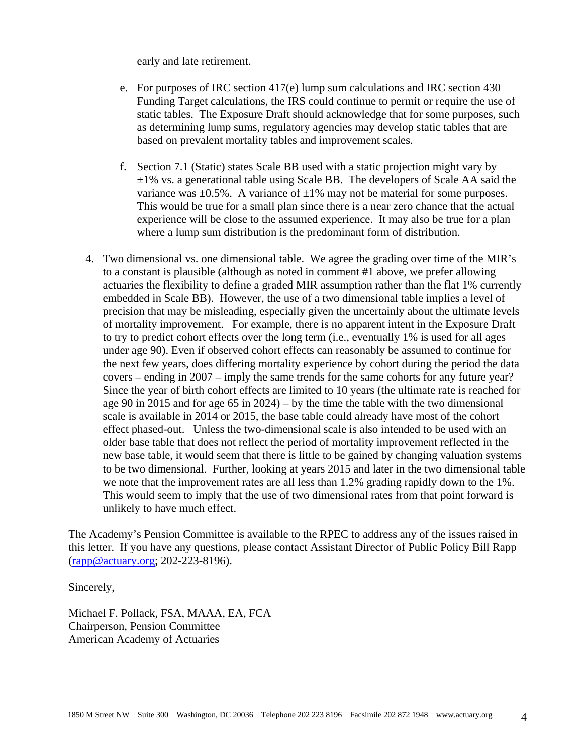early and late retirement.

e. For purposes of IRC section 417(e) lump sum calculations and IRC section 430 Funding Target calculations, the IRS could continue to permit or require the use of static tables. The Exposure Draft should acknowledge that for some purposes, such as determining lump sums, regulatory agencies may develop static tables that are based on prevalent mortality tables and improvement scales.

f. Section 7.1 (Static) states Scale BB used with a static projection might vary by ±1% vs. a generational table using Scale BB. The developers of Scale AA said the variance was ±0.5%. A variance of ±1% may not be material for some purposes. This would be true for a small plan since there is a near zero chance that the actual experience will be close to the assumed experience. It may also be true for a plan where a lump sum distribution is the predominant form of distribution.

4. Two dimensional vs. one dimensional table. We agree the grading over time of the MIR's to a constant is plausible (although as noted in comment #1 above, we prefer allowing actuaries the flexibility to define a graded MIR assumption rather than the flat 1% currently embedded in Scale BB). However, the use of a two dimensional table implies a level of precision that may be misleading, especially given the uncertainly about the ultimate levels of mortality improvement. For example, there is no apparent intent in the Exposure Draft to try to predict cohort effects over the long term (i.e., eventually 1% is used for all ages under age 90). Even if observed cohort effects can reasonably be assumed to continue for the next few years, does differing mortality experience by cohort during the period the data covers – ending in 2007 – imply the same trends for the same cohorts for any future year? Since the year of birth cohort effects are limited to 10 years (the ultimate rate is reached for age 90 in 2015 and for age 65 in 2024) – by the time the table with the two dimensional scale is available in 2014 or 2015, the base table could already have most of the cohort effect phased-out. Unless the two-dimensional scale is also intended to be used with an older base table that does not reflect the period of mortality improvement reflected in the new base table, it would seem that there is little to be gained by changing valuation systems to be two dimensional. Further, looking at years 2015 and later in the two dimensional table we note that the improvement rates are all less than 1.2% grading rapidly down to the 1%. This would seem to imply that the use of two dimensional rates from that point forward is unlikely to have much effect.

The Academy's Pension Committee is available to the RPEC to address any of the issues raised in this letter. If you have any questions, please contact Assistant Director of Public Policy Bill Rapp (rapp@actuary.org; 202-223-8196).

Sincerely,

Michael F. Pollack, FSA, MAAA, EA, FCA
Chairperson, Pension Committee
American Academy of Actuaries